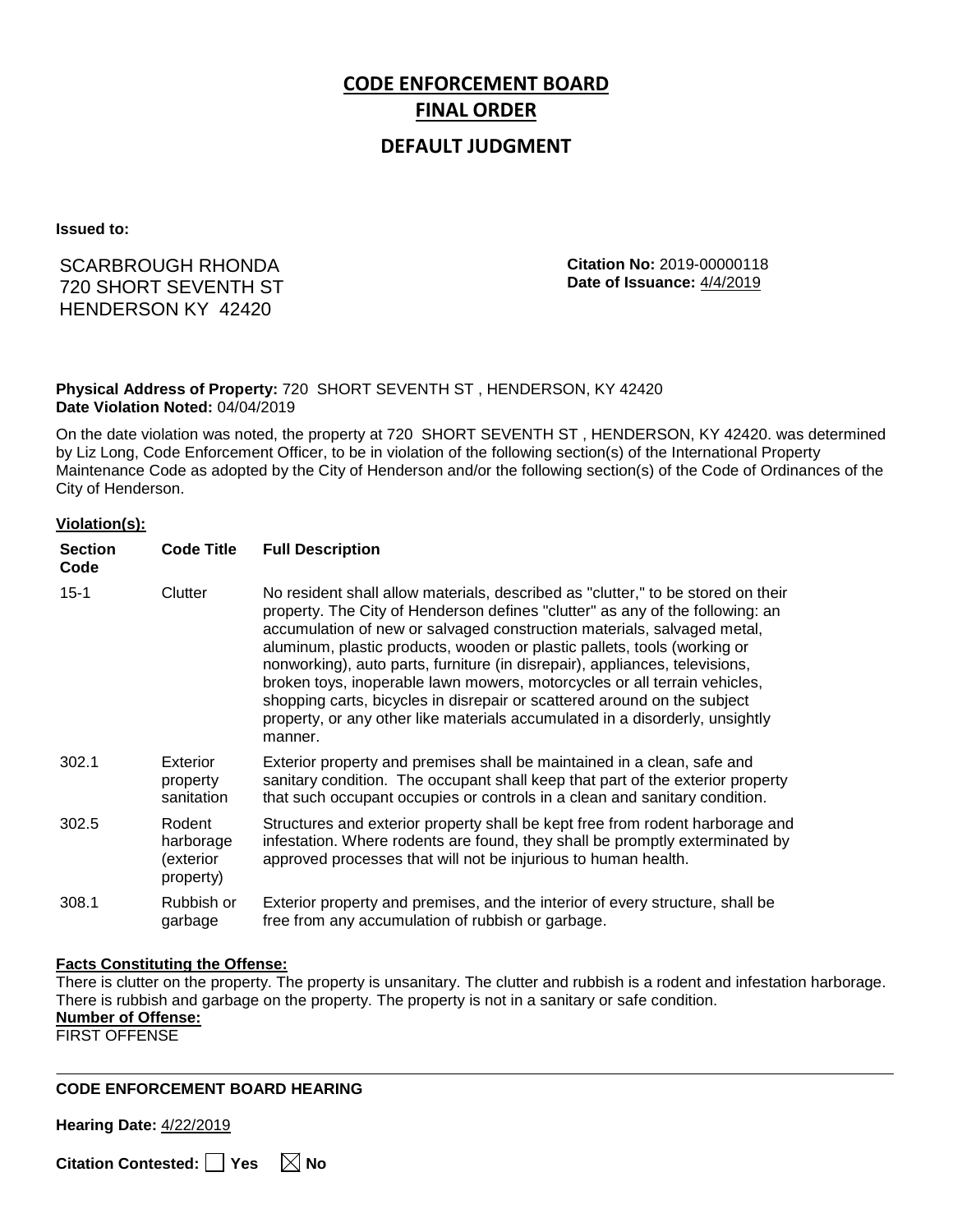# CODE ENFORCEMENT BOARD

## FINAL ORDER

## DEFAULT JUDGMENT

**Issued to:**

SCARBROUGH RHONDA
720 SHORT SEVENTH ST
HENDERSON KY 42420

**Citation No:** 2019-00000118
**Date of Issuance:** 4/4/2019

**Physical Address of Property:** 720 SHORT SEVENTH ST , HENDERSON, KY 42420
**Date Violation Noted:** 04/04/2019

On the date violation was noted, the property at 720 SHORT SEVENTH ST , HENDERSON, KY 42420. was determined by Liz Long, Code Enforcement Officer, to be in violation of the following section(s) of the International Property Maintenance Code as adopted by the City of Henderson and/or the following section(s) of the Code of Ordinances of the City of Henderson.

**Violation(s):**

| Section Code | Code Title | Full Description |
|---|---|---|
| 15-1 | Clutter | No resident shall allow materials, described as "clutter," to be stored on their property. The City of Henderson defines "clutter" as any of the following: an accumulation of new or salvaged construction materials, salvaged metal, aluminum, plastic products, wooden or plastic pallets, tools (working or nonworking), auto parts, furniture (in disrepair), appliances, televisions, broken toys, inoperable lawn mowers, motorcycles or all terrain vehicles, shopping carts, bicycles in disrepair or scattered around on the subject property, or any other like materials accumulated in a disorderly, unsightly manner. |
| 302.1 | Exterior property sanitation | Exterior property and premises shall be maintained in a clean, safe and sanitary condition. The occupant shall keep that part of the exterior property that such occupant occupies or controls in a clean and sanitary condition. |
| 302.5 | Rodent harborage (exterior property) | Structures and exterior property shall be kept free from rodent harborage and infestation. Where rodents are found, they shall be promptly exterminated by approved processes that will not be injurious to human health. |
| 308.1 | Rubbish or garbage | Exterior property and premises, and the interior of every structure, shall be free from any accumulation of rubbish or garbage. |

**Facts Constituting the Offense:**

There is clutter on the property. The property is unsanitary. The clutter and rubbish is a rodent and infestation harborage. There is rubbish and garbage on the property. The property is not in a sanitary or safe condition.

**Number of Offense:**

FIRST OFFENSE

---

**CODE ENFORCEMENT BOARD HEARING**

**Hearing Date:** 4/22/2019

**Citation Contested:** ☐ Yes ☒ No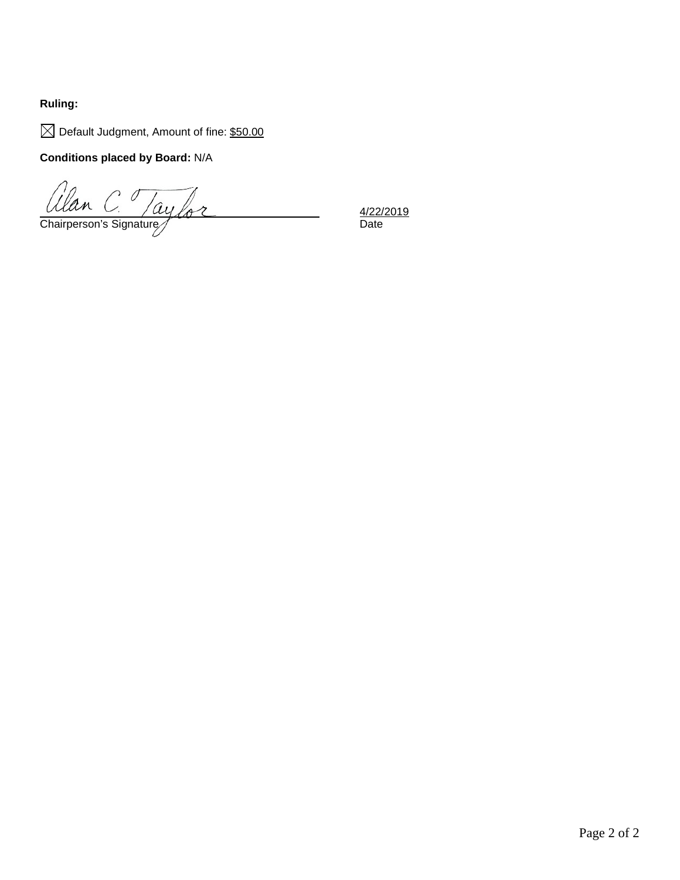**Ruling:**

☒ Default Judgment, Amount of fine: $50.00

**Conditions placed by Board:** N/A

Alan C. Taylor
Chairperson's Signature

4/22/2019
Date